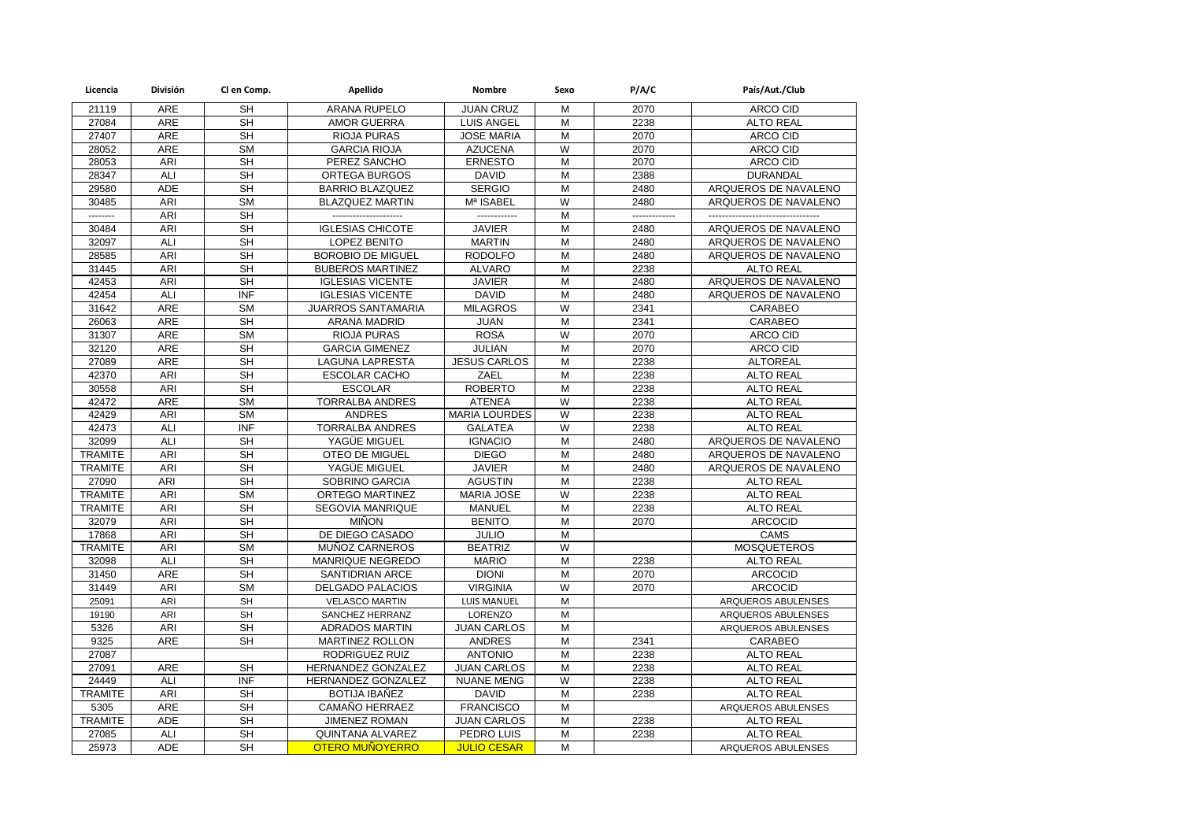| Licencia | División | Cl en Comp. | Apellido | Nombre | Sexo | P/A/C | País/Aut./Club |
|---|---|---|---|---|---|---|---|
| 21119 | ARE | SH | ARANA RUPELO | JUAN CRUZ | M | 2070 | ARCO CID |
| 27084 | ARE | SH | AMOR GUERRA | LUIS ANGEL | M | 2238 | ALTO REAL |
| 27407 | ARE | SH | RIOJA PURAS | JOSE MARIA | M | 2070 | ARCO CID |
| 28052 | ARE | SM | GARCIA RIOJA | AZUCENA | W | 2070 | ARCO CID |
| 28053 | ARI | SH | PEREZ SANCHO | ERNESTO | M | 2070 | ARCO CID |
| 28347 | ALI | SH | ORTEGA BURGOS | DAVID | M | 2388 | DURANDAL |
| 29580 | ADE | SH | BARRIO BLAZQUEZ | SERGIO | M | 2480 | ARQUEROS DE NAVALENO |
| 30485 | ARI | SM | BLAZQUEZ MARTIN | Mª ISABEL | W | 2480 | ARQUEROS DE NAVALENO |
| -------- | ARI | SH | -------------------- | ------------ | M | ------------ | -------------------------------- |
| 30484 | ARI | SH | IGLESIAS CHICOTE | JAVIER | M | 2480 | ARQUEROS DE NAVALENO |
| 32097 | ALI | SH | LOPEZ BENITO | MARTIN | M | 2480 | ARQUEROS DE NAVALENO |
| 28585 | ARI | SH | BOROBIO DE MIGUEL | RODOLFO | M | 2480 | ARQUEROS DE NAVALENO |
| 31445 | ARI | SH | BUBEROS MARTINEZ | ALVARO | M | 2238 | ALTO REAL |
| 42453 | ARI | SH | IGLESIAS VICENTE | JAVIER | M | 2480 | ARQUEROS DE NAVALENO |
| 42454 | ALI | INF | IGLESIAS VICENTE | DAVID | M | 2480 | ARQUEROS DE NAVALENO |
| 31642 | ARE | SM | JUARROS SANTAMARIA | MILAGROS | W | 2341 | CARABEO |
| 26063 | ARE | SH | ARANA MADRID | JUAN | M | 2341 | CARABEO |
| 31307 | ARE | SM | RIOJA PURAS | ROSA | W | 2070 | ARCO CID |
| 32120 | ARE | SH | GARCIA GIMENEZ | JULIAN | M | 2070 | ARCO CID |
| 27089 | ARE | SH | LAGUNA LAPRESTA | JESUS CARLOS | M | 2238 | ALTOREAL |
| 42370 | ARI | SH | ESCOLAR CACHO | ZAEL | M | 2238 | ALTO REAL |
| 30558 | ARI | SH | ESCOLAR | ROBERTO | M | 2238 | ALTO REAL |
| 42472 | ARE | SM | TORRALBA ANDRES | ATENEA | W | 2238 | ALTO REAL |
| 42429 | ARI | SM | ANDRES | MARIA LOURDES | W | 2238 | ALTO REAL |
| 42473 | ALI | INF | TORRALBA ANDRES | GALATEA | W | 2238 | ALTO REAL |
| 32099 | ALI | SH | YAGÜE MIGUEL | IGNACIO | M | 2480 | ARQUEROS DE NAVALENO |
| TRAMITE | ARI | SH | OTEO DE MIGUEL | DIEGO | M | 2480 | ARQUEROS DE NAVALENO |
| TRAMITE | ARI | SH | YAGÜE MIGUEL | JAVIER | M | 2480 | ARQUEROS DE NAVALENO |
| 27090 | ARI | SH | SOBRINO GARCIA | AGUSTIN | M | 2238 | ALTO REAL |
| TRAMITE | ARI | SM | ORTEGO MARTINEZ | MARIA JOSE | W | 2238 | ALTO REAL |
| TRAMITE | ARI | SH | SEGOVIA MANRIQUE | MANUEL | M | 2238 | ALTO REAL |
| 32079 | ARI | SH | MIÑON | BENITO | M | 2070 | ARCOCID |
| 17868 | ARI | SH | DE DIEGO CASADO | JULIO | M | | CAMS |
| TRAMITE | ARI | SM | MUÑOZ CARNEROS | BEATRIZ | W | | MOSQUETEROS |
| 32098 | ALI | SH | MANRIQUE NEGREDO | MARIO | M | 2238 | ALTO REAL |
| 31450 | ARE | SH | SANTIDRIAN ARCE | DIONI | M | 2070 | ARCOCID |
| 31449 | ARI | SM | DELGADO PALACIOS | VIRGINIA | W | 2070 | ARCOCID |
| 25091 | ARI | SH | VELASCO MARTIN | LUIS MANUEL | M | | ARQUEROS ABULENSES |
| 19190 | ARI | SH | SANCHEZ HERRANZ | LORENZO | M | | ARQUEROS ABULENSES |
| 5326 | ARI | SH | ADRADOS MARTIN | JUAN CARLOS | M | | ARQUEROS ABULENSES |
| 9325 | ARE | SH | MARTINEZ ROLLON | ANDRES | M | 2341 | CARABEO |
| 27087 | | | RODRIGUEZ RUIZ | ANTONIO | M | 2238 | ALTO REAL |
| 27091 | ARE | SH | HERNANDEZ GONZALEZ | JUAN CARLOS | M | 2238 | ALTO REAL |
| 24449 | ALI | INF | HERNANDEZ GONZALEZ | NUANE MENG | W | 2238 | ALTO REAL |
| TRAMITE | ARI | SH | BOTIJA IBAÑEZ | DAVID | M | 2238 | ALTO REAL |
| 5305 | ARE | SH | CAMAÑO HERRAEZ | FRANCISCO | M | | ARQUEROS ABULENSES |
| TRAMITE | ADE | SH | JIMENEZ ROMAN | JUAN CARLOS | M | 2238 | ALTO REAL |
| 27085 | ALI | SH | QUINTANA ALVAREZ | PEDRO LUIS | M | 2238 | ALTO REAL |
| 25973 | ADE | SH | OTERO MUÑOYERRO | JULIO CESAR | M | | ARQUEROS ABULENSES |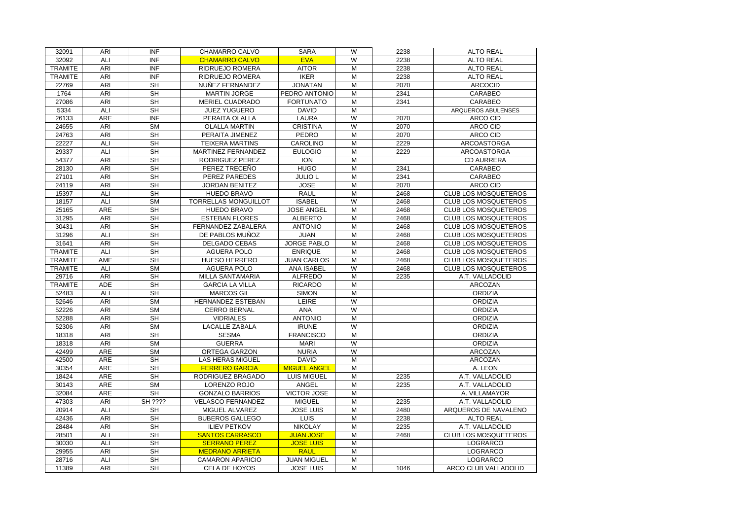| | | | | | | | |
|---|---|---|---|---|---|---|---|
| 32091 | ARI | INF | CHAMARRO CALVO | SARA | W | 2238 | ALTO REAL |
| 32092 | ALI | INF | CHAMARRO CALVO | EVA | W | 2238 | ALTO REAL |
| TRAMITE | ARI | INF | RIDRUEJO ROMERA | AITOR | M | 2238 | ALTO REAL |
| TRAMITE | ARI | INF | RIDRUEJO ROMERA | IKER | M | 2238 | ALTO REAL |
| 22769 | ARI | SH | NUÑEZ FERNANDEZ | JONATAN | M | 2070 | ARCOCID |
| 1764 | ARI | SH | MARTIN JORGE | PEDRO ANTONIO | M | 2341 | CARABEO |
| 27086 | ARI | SH | MERIEL CUADRADO | FORTUNATO | M | 2341 | CARABEO |
| 5334 | ALI | SH | JUEZ YUGUERO | DAVID | M | | ARQUEROS ABULENSES |
| 26133 | ARE | INF | PERAITA OLALLA | LAURA | W | 2070 | ARCO CID |
| 24655 | ARI | SM | OLALLA MARTIN | CRISTINA | W | 2070 | ARCO CID |
| 24763 | ARI | SH | PERAITA JIMENEZ | PEDRO | M | 2070 | ARCO CID |
| 22227 | ALI | SH | TEIXERA MARTINS | CAROLINO | M | 2229 | ARCOASTORGA |
| 29337 | ALI | SH | MARTINEZ FERNANDEZ | EULOGIO | M | 2229 | ARCOASTORGA |
| 54377 | ARI | SH | RODRIGUEZ PEREZ | ION | M | | CD AURRERA |
| 28130 | ARI | SH | PEREZ TRECEÑO | HUGO | M | 2341 | CARABEO |
| 27101 | ARI | SH | PEREZ PAREDES | JULIO L | M | 2341 | CARABEO |
| 24119 | ARI | SH | JORDAN BENITEZ | JOSE | M | 2070 | ARCO CID |
| 15397 | ALI | SH | HUEDO BRAVO | RAUL | M | 2468 | CLUB LOS MOSQUETEROS |
| 18157 | ALI | SM | TORRELLAS MONGUILLOT | ISABEL | W | 2468 | CLUB LOS MOSQUETEROS |
| 25165 | ARE | SH | HUEDO BRAVO | JOSE ANGEL | M | 2468 | CLUB LOS MOSQUETEROS |
| 31295 | ARI | SH | ESTEBAN FLORES | ALBERTO | M | 2468 | CLUB LOS MOSQUETEROS |
| 30431 | ARI | SH | FERNANDEZ ZABALERA | ANTONIO | M | 2468 | CLUB LOS MOSQUETEROS |
| 31296 | ALI | SH | DE PABLOS MUÑOZ | JUAN | M | 2468 | CLUB LOS MOSQUETEROS |
| 31641 | ARI | SH | DELGADO CEBAS | JORGE PABLO | M | 2468 | CLUB LOS MOSQUETEROS |
| TRAMITE | ALI | SH | AGUERA POLO | ENRIQUE | M | 2468 | CLUB LOS MOSQUETEROS |
| TRAMITE | AME | SH | HUESO HERRERO | JUAN CARLOS | M | 2468 | CLUB LOS MOSQUETEROS |
| TRAMITE | ALI | SM | AGUERA POLO | ANA ISABEL | W | 2468 | CLUB LOS MOSQUETEROS |
| 29716 | ARI | SH | MILLA SANTAMARIA | ALFREDO | M | 2235 | A.T. VALLADOLID |
| TRAMITE | ADE | SH | GARCIA LA VILLA | RICARDO | M | | ARCOZAN |
| 52483 | ALI | SH | MARCOS GIL | SIMON | M | | ORDIZIA |
| 52646 | ARI | SM | HERNANDEZ ESTEBAN | LEIRE | W | | ORDIZIA |
| 52226 | ARI | SM | CERRO BERNAL | ANA | W | | ORDIZIA |
| 52288 | ARI | SH | VIDRIALES | ANTONIO | M | | ORDIZIA |
| 52306 | ARI | SM | LACALLE ZABALA | IRUNE | W | | ORDIZIA |
| 18318 | ARI | SH | SESMA | FRANCISCO | M | | ORDIZIA |
| 18318 | ARI | SM | GUERRA | MARI | W | | ORDIZIA |
| 42499 | ARE | SM | ORTEGA GARZON | NURIA | W | | ARCOZAN |
| 42500 | ARE | SH | LAS HERAS MIGUEL | DAVID | M | | ARCOZAN |
| 30354 | ARE | SH | FERRERO GARCIA | MIGUEL ANGEL | M | | A. LEON |
| 18424 | ARE | SH | RODRIGUEZ BRAGADO | LUIS MIGUEL | M | 2235 | A.T. VALLADOLID |
| 30143 | ARE | SM | LORENZO ROJO | ANGEL | M | 2235 | A.T. VALLADOLID |
| 32084 | ARE | SH | GONZALO BARRIOS | VICTOR JOSE | M | | A. VILLAMAYOR |
| 47303 | ARI | SH ???? | VELASCO FERNANDEZ | MIGUEL | M | 2235 | A.T. VALLADOLID |
| 20914 | ALI | SH | MIGUEL ALVAREZ | JOSE LUIS | M | 2480 | ARQUEROS DE NAVALENO |
| 42436 | ARI | SH | BUBEROS GALLEGO | LUIS | M | 2238 | ALTO REAL |
| 28484 | ARI | SH | ILIEV PETKOV | NIKOLAY | M | 2235 | A.T. VALLADOLID |
| 28501 | ALI | SH | SANTOS CARRASCO | JUAN JOSE | M | 2468 | CLUB LOS MOSQUETEROS |
| 30030 | ALI | SH | SERRANO PEREZ | JOSE LUIS | M | | LOGRARCO |
| 29955 | ARI | SH | MEDRANO ARRIETA | RAUL | M | | LOGRARCO |
| 28716 | ALI | SH | CAMARON APARICIO | JUAN MIGUEL | M | | LOGRARCO |
| 11389 | ARI | SH | CELA DE HOYOS | JOSE LUIS | M | 1046 | ARCO CLUB VALLADOLID |